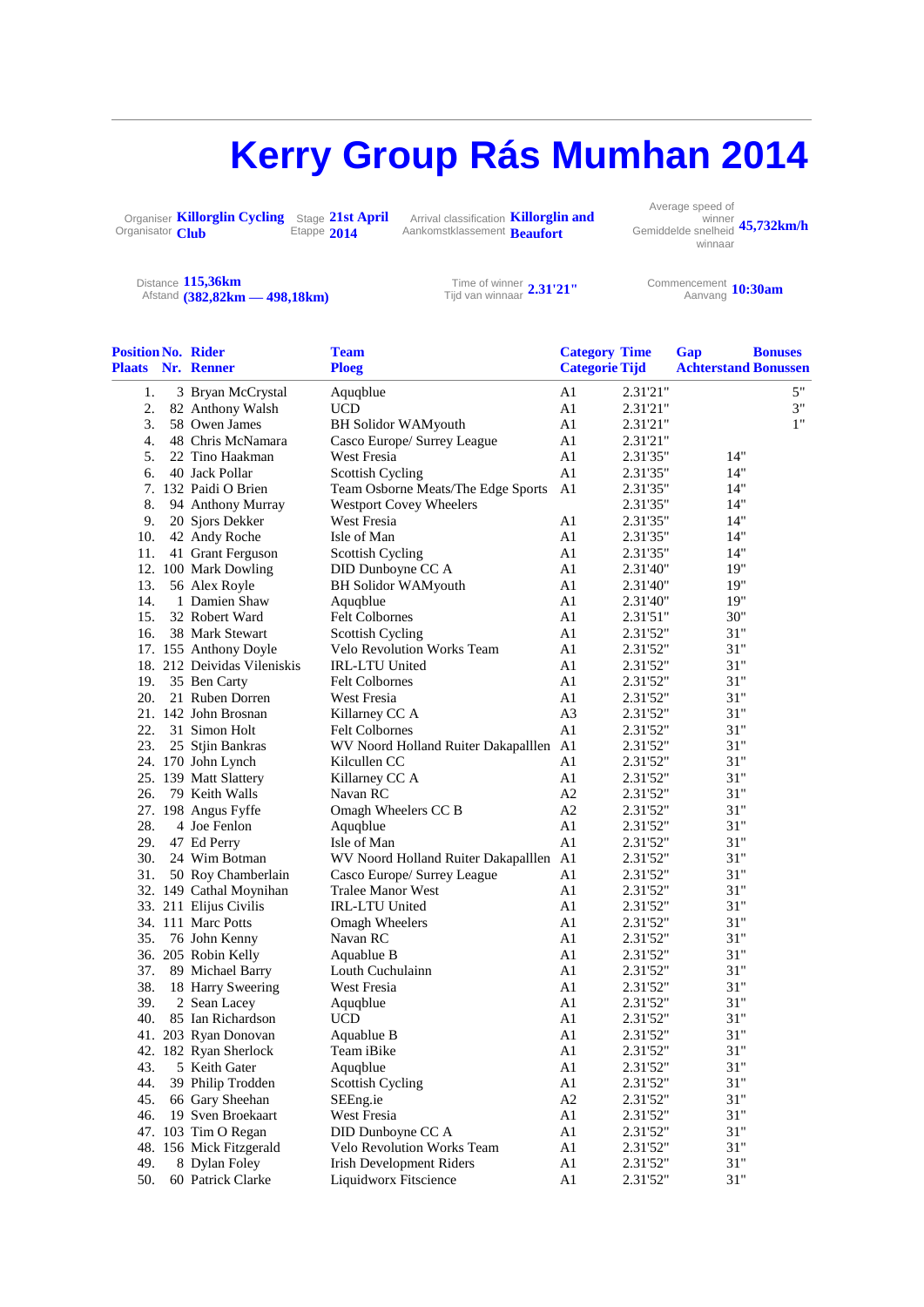# Kerry Group Rás Mumhan 2014

Organiser / Organisator **Killorglin Cycling Club**

Stage / Etappe **21st April 2014**

Arrival classification / Aankomstklassement **Killorglin and Beaufort**

Average speed of winner / Gemiddelde snelheid winnaar **45,732km/h**

Distance / Afstand **115,36km (382,82km — 498,18km)**

Time of winner / Tijd van winnaar **2.31'21"**

Commencement / Aanvang **10:30am**

| Position Plaats | No. Nr. | Rider Renner | Team Ploeg | Category Categorie | Time Tijd | Gap Achterstand | Bonuses Bonussen |
|---|---|---|---|---|---|---|---|
| 1. | 3 | Bryan McCrystal | Aquqblue | A1 | 2.31'21" | | 5" |
| 2. | 82 | Anthony Walsh | UCD | A1 | 2.31'21" | | 3" |
| 3. | 58 | Owen James | BH Solidor WAMyouth | A1 | 2.31'21" | | 1" |
| 4. | 48 | Chris McNamara | Casco Europe/ Surrey League | A1 | 2.31'21" | | |
| 5. | 22 | Tino Haakman | West Fresia | A1 | 2.31'35" | 14" | |
| 6. | 40 | Jack Pollar | Scottish Cycling | A1 | 2.31'35" | 14" | |
| 7. | 132 | Paidi O Brien | Team Osborne Meats/The Edge Sports | A1 | 2.31'35" | 14" | |
| 8. | 94 | Anthony Murray | Westport Covey Wheelers | | 2.31'35" | 14" | |
| 9. | 20 | Sjors Dekker | West Fresia | A1 | 2.31'35" | 14" | |
| 10. | 42 | Andy Roche | Isle of Man | A1 | 2.31'35" | 14" | |
| 11. | 41 | Grant Ferguson | Scottish Cycling | A1 | 2.31'35" | 14" | |
| 12. | 100 | Mark Dowling | DID Dunboyne CC A | A1 | 2.31'40" | 19" | |
| 13. | 56 | Alex Royle | BH Solidor WAMyouth | A1 | 2.31'40" | 19" | |
| 14. | 1 | Damien Shaw | Aquqblue | A1 | 2.31'40" | 19" | |
| 15. | 32 | Robert Ward | Felt Colbornes | A1 | 2.31'51" | 30" | |
| 16. | 38 | Mark Stewart | Scottish Cycling | A1 | 2.31'52" | 31" | |
| 17. | 155 | Anthony Doyle | Velo Revolution Works Team | A1 | 2.31'52" | 31" | |
| 18. | 212 | Deividas Vileniskis | IRL-LTU United | A1 | 2.31'52" | 31" | |
| 19. | 35 | Ben Carty | Felt Colbornes | A1 | 2.31'52" | 31" | |
| 20. | 21 | Ruben Dorren | West Fresia | A1 | 2.31'52" | 31" | |
| 21. | 142 | John Brosnan | Killarney CC A | A3 | 2.31'52" | 31" | |
| 22. | 31 | Simon Holt | Felt Colbornes | A1 | 2.31'52" | 31" | |
| 23. | 25 | Stjin Bankras | WV Noord Holland Ruiter Dakapalllen | A1 | 2.31'52" | 31" | |
| 24. | 170 | John Lynch | Kilcullen CC | A1 | 2.31'52" | 31" | |
| 25. | 139 | Matt Slattery | Killarney CC A | A1 | 2.31'52" | 31" | |
| 26. | 79 | Keith Walls | Navan RC | A2 | 2.31'52" | 31" | |
| 27. | 198 | Angus Fyffe | Omagh Wheelers CC B | A2 | 2.31'52" | 31" | |
| 28. | 4 | Joe Fenlon | Aquqblue | A1 | 2.31'52" | 31" | |
| 29. | 47 | Ed Perry | Isle of Man | A1 | 2.31'52" | 31" | |
| 30. | 24 | Wim Botman | WV Noord Holland Ruiter Dakapalllen | A1 | 2.31'52" | 31" | |
| 31. | 50 | Roy Chamberlain | Casco Europe/ Surrey League | A1 | 2.31'52" | 31" | |
| 32. | 149 | Cathal Moynihan | Tralee Manor West | A1 | 2.31'52" | 31" | |
| 33. | 211 | Elijus Civilis | IRL-LTU United | A1 | 2.31'52" | 31" | |
| 34. | 111 | Marc Potts | Omagh Wheelers | A1 | 2.31'52" | 31" | |
| 35. | 76 | John Kenny | Navan RC | A1 | 2.31'52" | 31" | |
| 36. | 205 | Robin Kelly | Aquablue B | A1 | 2.31'52" | 31" | |
| 37. | 89 | Michael Barry | Louth Cuchulainn | A1 | 2.31'52" | 31" | |
| 38. | 18 | Harry Sweering | West Fresia | A1 | 2.31'52" | 31" | |
| 39. | 2 | Sean Lacey | Aquqblue | A1 | 2.31'52" | 31" | |
| 40. | 85 | Ian Richardson | UCD | A1 | 2.31'52" | 31" | |
| 41. | 203 | Ryan Donovan | Aquablue B | A1 | 2.31'52" | 31" | |
| 42. | 182 | Ryan Sherlock | Team iBike | A1 | 2.31'52" | 31" | |
| 43. | 5 | Keith Gater | Aquqblue | A1 | 2.31'52" | 31" | |
| 44. | 39 | Philip Trodden | Scottish Cycling | A1 | 2.31'52" | 31" | |
| 45. | 66 | Gary Sheehan | SEEng.ie | A2 | 2.31'52" | 31" | |
| 46. | 19 | Sven Broekaart | West Fresia | A1 | 2.31'52" | 31" | |
| 47. | 103 | Tim O Regan | DID Dunboyne CC A | A1 | 2.31'52" | 31" | |
| 48. | 156 | Mick Fitzgerald | Velo Revolution Works Team | A1 | 2.31'52" | 31" | |
| 49. | 8 | Dylan Foley | Irish Development Riders | A1 | 2.31'52" | 31" | |
| 50. | 60 | Patrick Clarke | Liquidworx Fitscience | A1 | 2.31'52" | 31" | |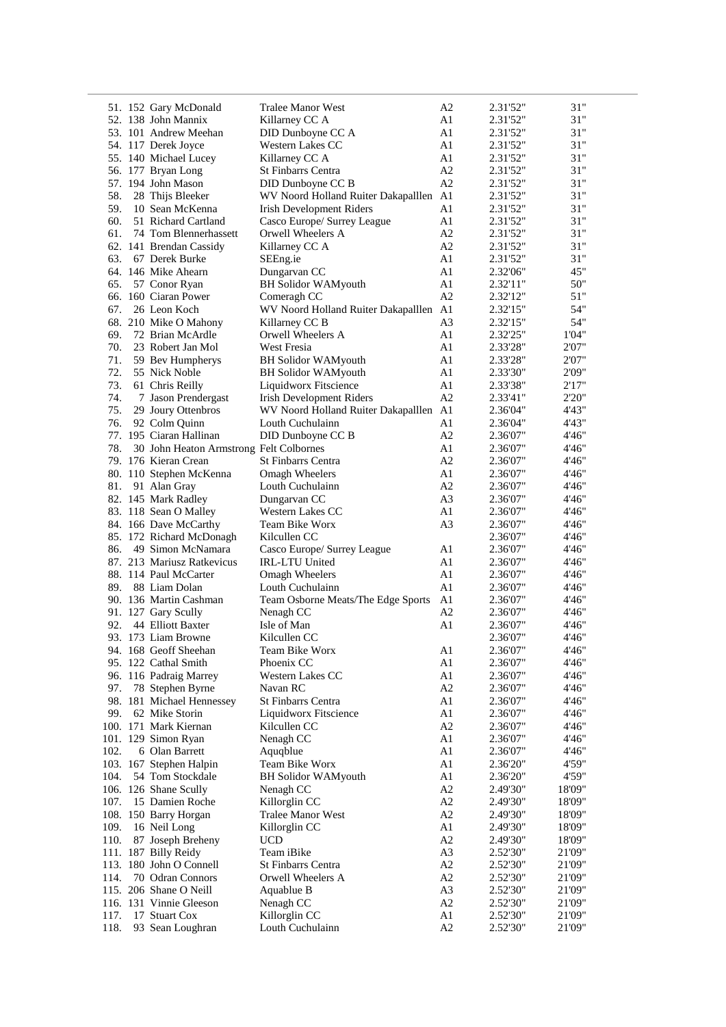| Pos | No. | Name | Team | Cat | Time | Gap |
|---|---|---|---|---|---|---|
| 51. | 152 | Gary McDonald | Tralee Manor West | A2 | 2.31'52" | 31" |
| 52. | 138 | John Mannix | Killarney CC A | A1 | 2.31'52" | 31" |
| 53. | 101 | Andrew Meehan | DID Dunboyne CC A | A1 | 2.31'52" | 31" |
| 54. | 117 | Derek Joyce | Western Lakes CC | A1 | 2.31'52" | 31" |
| 55. | 140 | Michael Lucey | Killarney CC A | A1 | 2.31'52" | 31" |
| 56. | 177 | Bryan Long | St Finbarrs Centra | A2 | 2.31'52" | 31" |
| 57. | 194 | John Mason | DID Dunboyne CC B | A2 | 2.31'52" | 31" |
| 58. | 28 | Thijs Bleeker | WV Noord Holland Ruiter Dakapalllen | A1 | 2.31'52" | 31" |
| 59. | 10 | Sean McKenna | Irish Development Riders | A1 | 2.31'52" | 31" |
| 60. | 51 | Richard Cartland | Casco Europe/ Surrey League | A1 | 2.31'52" | 31" |
| 61. | 74 | Tom Blennerhassett | Orwell Wheelers A | A2 | 2.31'52" | 31" |
| 62. | 141 | Brendan Cassidy | Killarney CC A | A2 | 2.31'52" | 31" |
| 63. | 67 | Derek Burke | SEEng.ie | A1 | 2.31'52" | 31" |
| 64. | 146 | Mike Ahearn | Dungarvan CC | A1 | 2.32'06" | 45" |
| 65. | 57 | Conor Ryan | BH Solidor WAMyouth | A1 | 2.32'11" | 50" |
| 66. | 160 | Ciaran Power | Comeragh CC | A2 | 2.32'12" | 51" |
| 67. | 26 | Leon Koch | WV Noord Holland Ruiter Dakapalllen | A1 | 2.32'15" | 54" |
| 68. | 210 | Mike O Mahony | Killarney CC B | A3 | 2.32'15" | 54" |
| 69. | 72 | Brian McArdle | Orwell Wheelers A | A1 | 2.32'25" | 1'04" |
| 70. | 23 | Robert Jan Mol | West Fresia | A1 | 2.33'28" | 2'07" |
| 71. | 59 | Bev Humpherys | BH Solidor WAMyouth | A1 | 2.33'28" | 2'07" |
| 72. | 55 | Nick Noble | BH Solidor WAMyouth | A1 | 2.33'30" | 2'09" |
| 73. | 61 | Chris Reilly | Liquidworx Fitscience | A1 | 2.33'38" | 2'17" |
| 74. | 7 | Jason Prendergast | Irish Development Riders | A2 | 2.33'41" | 2'20" |
| 75. | 29 | Joury Ottenbros | WV Noord Holland Ruiter Dakapalllen | A1 | 2.36'04" | 4'43" |
| 76. | 92 | Colm Quinn | Louth Cuchulainn | A1 | 2.36'04" | 4'43" |
| 77. | 195 | Ciaran Hallinan | DID Dunboyne CC B | A2 | 2.36'07" | 4'46" |
| 78. | 30 | John Heaton Armstrong | Felt Colbornes | A1 | 2.36'07" | 4'46" |
| 79. | 176 | Kieran Crean | St Finbarrs Centra | A2 | 2.36'07" | 4'46" |
| 80. | 110 | Stephen McKenna | Omagh Wheelers | A1 | 2.36'07" | 4'46" |
| 81. | 91 | Alan Gray | Louth Cuchulainn | A2 | 2.36'07" | 4'46" |
| 82. | 145 | Mark Radley | Dungarvan CC | A3 | 2.36'07" | 4'46" |
| 83. | 118 | Sean O Malley | Western Lakes CC | A1 | 2.36'07" | 4'46" |
| 84. | 166 | Dave McCarthy | Team Bike Worx | A3 | 2.36'07" | 4'46" |
| 85. | 172 | Richard McDonagh | Kilcullen CC | | 2.36'07" | 4'46" |
| 86. | 49 | Simon McNamara | Casco Europe/ Surrey League | A1 | 2.36'07" | 4'46" |
| 87. | 213 | Mariusz Ratkevicus | IRL-LTU United | A1 | 2.36'07" | 4'46" |
| 88. | 114 | Paul McCarter | Omagh Wheelers | A1 | 2.36'07" | 4'46" |
| 89. | 88 | Liam Dolan | Louth Cuchulainn | A1 | 2.36'07" | 4'46" |
| 90. | 136 | Martin Cashman | Team Osborne Meats/The Edge Sports | A1 | 2.36'07" | 4'46" |
| 91. | 127 | Gary Scully | Nenagh CC | A2 | 2.36'07" | 4'46" |
| 92. | 44 | Elliott Baxter | Isle of Man | A1 | 2.36'07" | 4'46" |
| 93. | 173 | Liam Browne | Kilcullen CC | | 2.36'07" | 4'46" |
| 94. | 168 | Geoff Sheehan | Team Bike Worx | A1 | 2.36'07" | 4'46" |
| 95. | 122 | Cathal Smith | Phoenix CC | A1 | 2.36'07" | 4'46" |
| 96. | 116 | Padraig Marrey | Western Lakes CC | A1 | 2.36'07" | 4'46" |
| 97. | 78 | Stephen Byrne | Navan RC | A2 | 2.36'07" | 4'46" |
| 98. | 181 | Michael Hennessey | St Finbarrs Centra | A1 | 2.36'07" | 4'46" |
| 99. | 62 | Mike Storin | Liquidworx Fitscience | A1 | 2.36'07" | 4'46" |
| 100. | 171 | Mark Kiernan | Kilcullen CC | A2 | 2.36'07" | 4'46" |
| 101. | 129 | Simon Ryan | Nenagh CC | A1 | 2.36'07" | 4'46" |
| 102. | 6 | Olan Barrett | Aquqblue | A1 | 2.36'07" | 4'46" |
| 103. | 167 | Stephen Halpin | Team Bike Worx | A1 | 2.36'20" | 4'59" |
| 104. | 54 | Tom Stockdale | BH Solidor WAMyouth | A1 | 2.36'20" | 4'59" |
| 106. | 126 | Shane Scully | Nenagh CC | A2 | 2.49'30" | 18'09" |
| 107. | 15 | Damien Roche | Killorglin CC | A2 | 2.49'30" | 18'09" |
| 108. | 150 | Barry Horgan | Tralee Manor West | A2 | 2.49'30" | 18'09" |
| 109. | 16 | Neil Long | Killorglin CC | A1 | 2.49'30" | 18'09" |
| 110. | 87 | Joseph Breheny | UCD | A2 | 2.49'30" | 18'09" |
| 111. | 187 | Billy Reidy | Team iBike | A3 | 2.52'30" | 21'09" |
| 113. | 180 | John O Connell | St Finbarrs Centra | A2 | 2.52'30" | 21'09" |
| 114. | 70 | Odran Connors | Orwell Wheelers A | A2 | 2.52'30" | 21'09" |
| 115. | 206 | Shane O Neill | Aquablue B | A3 | 2.52'30" | 21'09" |
| 116. | 131 | Vinnie Gleeson | Nenagh CC | A2 | 2.52'30" | 21'09" |
| 117. | 17 | Stuart Cox | Killorglin CC | A1 | 2.52'30" | 21'09" |
| 118. | 93 | Sean Loughran | Louth Cuchulainn | A2 | 2.52'30" | 21'09" |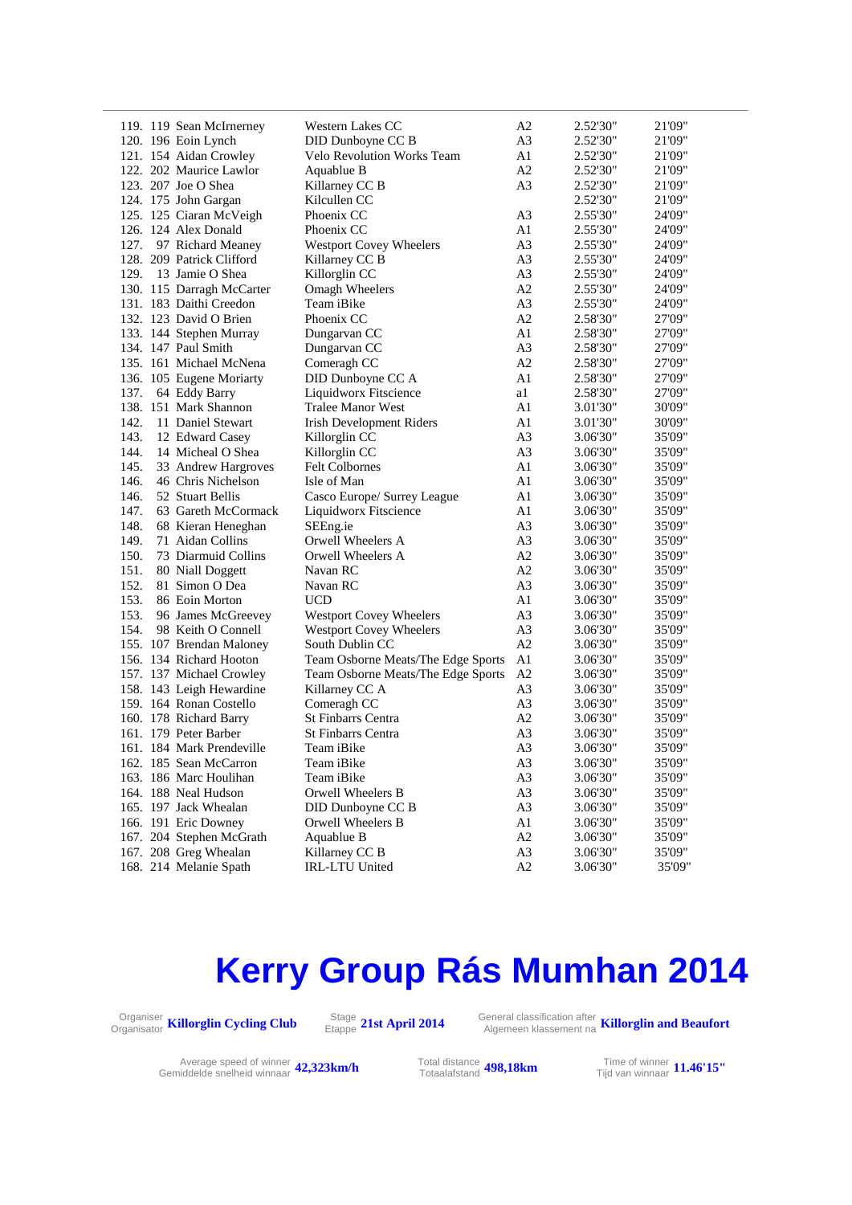| Pos. | No. | Name | Team | Cat. | Time | Gap |
|---|---|---|---|---|---|---|
| 119. | 119 | Sean McIrnerney | Western Lakes CC | A2 | 2.52'30" | 21'09" |
| 120. | 196 | Eoin Lynch | DID Dunboyne CC B | A3 | 2.52'30" | 21'09" |
| 121. | 154 | Aidan Crowley | Velo Revolution Works Team | A1 | 2.52'30" | 21'09" |
| 122. | 202 | Maurice Lawlor | Aquablue B | A2 | 2.52'30" | 21'09" |
| 123. | 207 | Joe O Shea | Killarney CC B | A3 | 2.52'30" | 21'09" |
| 124. | 175 | John Gargan | Kilcullen CC | | 2.52'30" | 21'09" |
| 125. | 125 | Ciaran McVeigh | Phoenix CC | A3 | 2.55'30" | 24'09" |
| 126. | 124 | Alex Donald | Phoenix CC | A1 | 2.55'30" | 24'09" |
| 127. | 97 | Richard Meaney | Westport Covey Wheelers | A3 | 2.55'30" | 24'09" |
| 128. | 209 | Patrick Clifford | Killarney CC B | A3 | 2.55'30" | 24'09" |
| 129. | 13 | Jamie O Shea | Killorglin CC | A3 | 2.55'30" | 24'09" |
| 130. | 115 | Darragh McCarter | Omagh Wheelers | A2 | 2.55'30" | 24'09" |
| 131. | 183 | Daithi Creedon | Team iBike | A3 | 2.55'30" | 24'09" |
| 132. | 123 | David O Brien | Phoenix CC | A2 | 2.58'30" | 27'09" |
| 133. | 144 | Stephen Murray | Dungarvan CC | A1 | 2.58'30" | 27'09" |
| 134. | 147 | Paul Smith | Dungarvan CC | A3 | 2.58'30" | 27'09" |
| 135. | 161 | Michael McNena | Comeragh CC | A2 | 2.58'30" | 27'09" |
| 136. | 105 | Eugene Moriarty | DID Dunboyne CC A | A1 | 2.58'30" | 27'09" |
| 137. | 64 | Eddy Barry | Liquidworx Fitscience | a1 | 2.58'30" | 27'09" |
| 138. | 151 | Mark Shannon | Tralee Manor West | A1 | 3.01'30" | 30'09" |
| 142. | 11 | Daniel Stewart | Irish Development Riders | A1 | 3.01'30" | 30'09" |
| 143. | 12 | Edward Casey | Killorglin CC | A3 | 3.06'30" | 35'09" |
| 144. | 14 | Micheal O Shea | Killorglin CC | A3 | 3.06'30" | 35'09" |
| 145. | 33 | Andrew Hargroves | Felt Colbornes | A1 | 3.06'30" | 35'09" |
| 146. | 46 | Chris Nichelson | Isle of Man | A1 | 3.06'30" | 35'09" |
| 146. | 52 | Stuart Bellis | Casco Europe/ Surrey League | A1 | 3.06'30" | 35'09" |
| 147. | 63 | Gareth McCormack | Liquidworx Fitscience | A1 | 3.06'30" | 35'09" |
| 148. | 68 | Kieran Heneghan | SEEng.ie | A3 | 3.06'30" | 35'09" |
| 149. | 71 | Aidan Collins | Orwell Wheelers A | A3 | 3.06'30" | 35'09" |
| 150. | 73 | Diarmuid Collins | Orwell Wheelers A | A2 | 3.06'30" | 35'09" |
| 151. | 80 | Niall Doggett | Navan RC | A2 | 3.06'30" | 35'09" |
| 152. | 81 | Simon O Dea | Navan RC | A3 | 3.06'30" | 35'09" |
| 153. | 86 | Eoin Morton | UCD | A1 | 3.06'30" | 35'09" |
| 153. | 96 | James McGreevey | Westport Covey Wheelers | A3 | 3.06'30" | 35'09" |
| 154. | 98 | Keith O Connell | Westport Covey Wheelers | A3 | 3.06'30" | 35'09" |
| 155. | 107 | Brendan Maloney | South Dublin CC | A2 | 3.06'30" | 35'09" |
| 156. | 134 | Richard Hooton | Team Osborne Meats/The Edge Sports | A1 | 3.06'30" | 35'09" |
| 157. | 137 | Michael Crowley | Team Osborne Meats/The Edge Sports | A2 | 3.06'30" | 35'09" |
| 158. | 143 | Leigh Hewardine | Killarney CC A | A3 | 3.06'30" | 35'09" |
| 159. | 164 | Ronan Costello | Comeragh CC | A3 | 3.06'30" | 35'09" |
| 160. | 178 | Richard Barry | St Finbarrs Centra | A2 | 3.06'30" | 35'09" |
| 161. | 179 | Peter Barber | St Finbarrs Centra | A3 | 3.06'30" | 35'09" |
| 161. | 184 | Mark Prendeville | Team iBike | A3 | 3.06'30" | 35'09" |
| 162. | 185 | Sean McCarron | Team iBike | A3 | 3.06'30" | 35'09" |
| 163. | 186 | Marc Houlihan | Team iBike | A3 | 3.06'30" | 35'09" |
| 164. | 188 | Neal Hudson | Orwell Wheelers B | A3 | 3.06'30" | 35'09" |
| 165. | 197 | Jack Whealan | DID Dunboyne CC B | A3 | 3.06'30" | 35'09" |
| 166. | 191 | Eric Downey | Orwell Wheelers B | A1 | 3.06'30" | 35'09" |
| 167. | 204 | Stephen McGrath | Aquablue B | A2 | 3.06'30" | 35'09" |
| 167. | 208 | Greg Whealan | Killarney CC B | A3 | 3.06'30" | 35'09" |
| 168. | 214 | Melanie Spath | IRL-LTU United | A2 | 3.06'30" | 35'09" |

# Kerry Group Rás Mumhan 2014

Organiser / Organisator **Killorglin Cycling Club** — Stage / Etappe **21st April 2014** — General classification after / Algemeen klassement na **Killorglin and Beaufort**

Average speed of winner / Gemiddelde snelheid winnaar **42,323km/h** — Total distance / Totaalafstand **498,18km** — Time of winner / Tijd van winnaar **11.46'15"**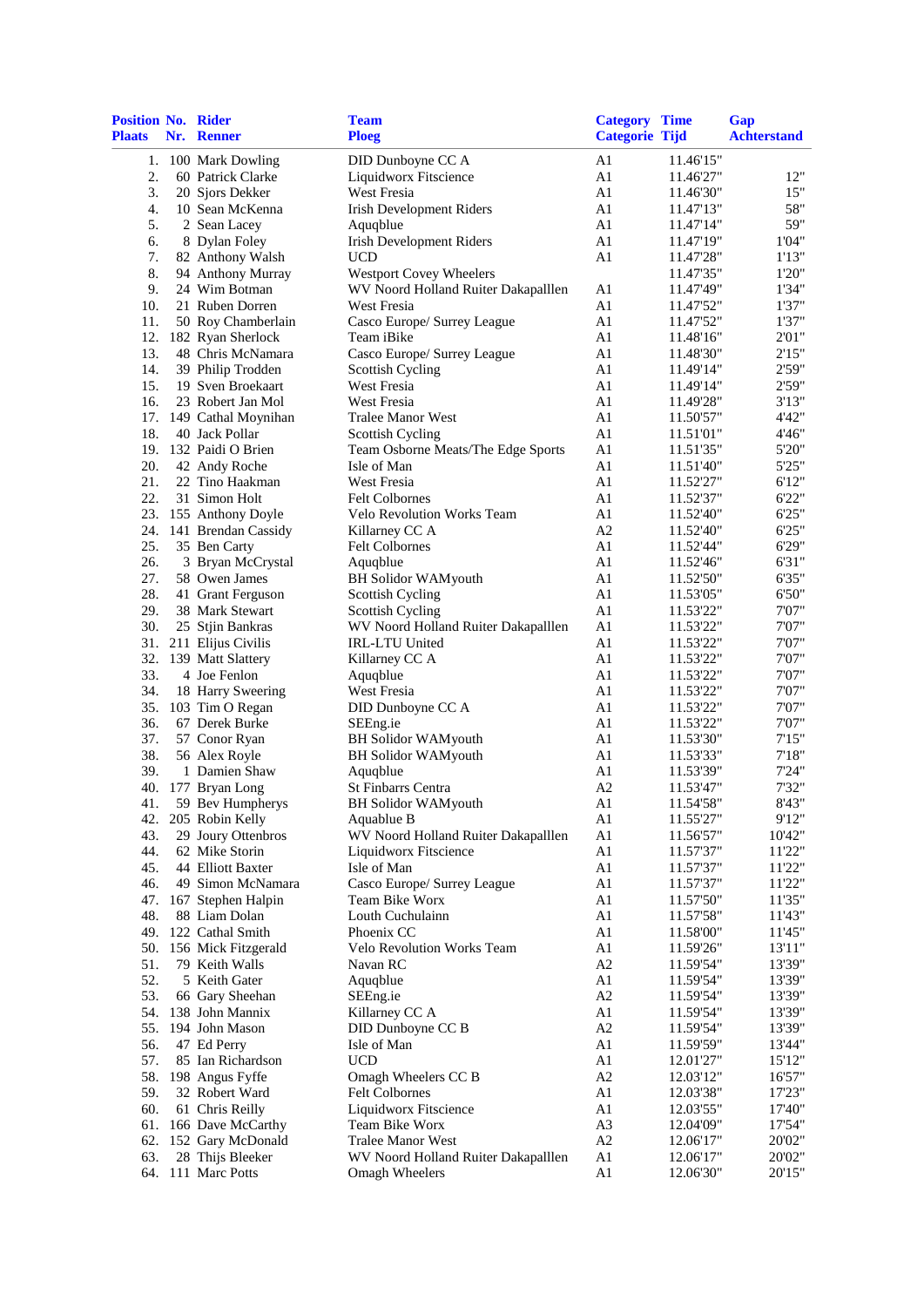| Position Plaats | No. Nr. | Rider Renner | Team Ploeg | Category Categorie | Time Tijd | Gap Achterstand |
|---|---|---|---|---|---|---|
| 1. | 100 | Mark Dowling | DID Dunboyne CC A | A1 | 11.46'15" | |
| 2. | 60 | Patrick Clarke | Liquidworx Fitscience | A1 | 11.46'27" | 12" |
| 3. | 20 | Sjors Dekker | West Fresia | A1 | 11.46'30" | 15" |
| 4. | 10 | Sean McKenna | Irish Development Riders | A1 | 11.47'13" | 58" |
| 5. | 2 | Sean Lacey | Aquqblue | A1 | 11.47'14" | 59" |
| 6. | 8 | Dylan Foley | Irish Development Riders | A1 | 11.47'19" | 1'04" |
| 7. | 82 | Anthony Walsh | UCD | A1 | 11.47'28" | 1'13" |
| 8. | 94 | Anthony Murray | Westport Covey Wheelers | | 11.47'35" | 1'20" |
| 9. | 24 | Wim Botman | WV Noord Holland Ruiter Dakapalllen | A1 | 11.47'49" | 1'34" |
| 10. | 21 | Ruben Dorren | West Fresia | A1 | 11.47'52" | 1'37" |
| 11. | 50 | Roy Chamberlain | Casco Europe/ Surrey League | A1 | 11.47'52" | 1'37" |
| 12. | 182 | Ryan Sherlock | Team iBike | A1 | 11.48'16" | 2'01" |
| 13. | 48 | Chris McNamara | Casco Europe/ Surrey League | A1 | 11.48'30" | 2'15" |
| 14. | 39 | Philip Trodden | Scottish Cycling | A1 | 11.49'14" | 2'59" |
| 15. | 19 | Sven Broekaart | West Fresia | A1 | 11.49'14" | 2'59" |
| 16. | 23 | Robert Jan Mol | West Fresia | A1 | 11.49'28" | 3'13" |
| 17. | 149 | Cathal Moynihan | Tralee Manor West | A1 | 11.50'57" | 4'42" |
| 18. | 40 | Jack Pollar | Scottish Cycling | A1 | 11.51'01" | 4'46" |
| 19. | 132 | Paidi O Brien | Team Osborne Meats/The Edge Sports | A1 | 11.51'35" | 5'20" |
| 20. | 42 | Andy Roche | Isle of Man | A1 | 11.51'40" | 5'25" |
| 21. | 22 | Tino Haakman | West Fresia | A1 | 11.52'27" | 6'12" |
| 22. | 31 | Simon Holt | Felt Colbornes | A1 | 11.52'37" | 6'22" |
| 23. | 155 | Anthony Doyle | Velo Revolution Works Team | A1 | 11.52'40" | 6'25" |
| 24. | 141 | Brendan Cassidy | Killarney CC A | A2 | 11.52'40" | 6'25" |
| 25. | 35 | Ben Carty | Felt Colbornes | A1 | 11.52'44" | 6'29" |
| 26. | 3 | Bryan McCrystal | Aquqblue | A1 | 11.52'46" | 6'31" |
| 27. | 58 | Owen James | BH Solidor WAMyouth | A1 | 11.52'50" | 6'35" |
| 28. | 41 | Grant Ferguson | Scottish Cycling | A1 | 11.53'05" | 6'50" |
| 29. | 38 | Mark Stewart | Scottish Cycling | A1 | 11.53'22" | 7'07" |
| 30. | 25 | Stjin Bankras | WV Noord Holland Ruiter Dakapalllen | A1 | 11.53'22" | 7'07" |
| 31. | 211 | Elijus Civilis | IRL-LTU United | A1 | 11.53'22" | 7'07" |
| 32. | 139 | Matt Slattery | Killarney CC A | A1 | 11.53'22" | 7'07" |
| 33. | 4 | Joe Fenlon | Aquqblue | A1 | 11.53'22" | 7'07" |
| 34. | 18 | Harry Sweering | West Fresia | A1 | 11.53'22" | 7'07" |
| 35. | 103 | Tim O Regan | DID Dunboyne CC A | A1 | 11.53'22" | 7'07" |
| 36. | 67 | Derek Burke | SEEng.ie | A1 | 11.53'22" | 7'07" |
| 37. | 57 | Conor Ryan | BH Solidor WAMyouth | A1 | 11.53'30" | 7'15" |
| 38. | 56 | Alex Royle | BH Solidor WAMyouth | A1 | 11.53'33" | 7'18" |
| 39. | 1 | Damien Shaw | Aquqblue | A1 | 11.53'39" | 7'24" |
| 40. | 177 | Bryan Long | St Finbarrs Centra | A2 | 11.53'47" | 7'32" |
| 41. | 59 | Bev Humpherys | BH Solidor WAMyouth | A1 | 11.54'58" | 8'43" |
| 42. | 205 | Robin Kelly | Aquablue B | A1 | 11.55'27" | 9'12" |
| 43. | 29 | Joury Ottenbros | WV Noord Holland Ruiter Dakapalllen | A1 | 11.56'57" | 10'42" |
| 44. | 62 | Mike Storin | Liquidworx Fitscience | A1 | 11.57'37" | 11'22" |
| 45. | 44 | Elliott Baxter | Isle of Man | A1 | 11.57'37" | 11'22" |
| 46. | 49 | Simon McNamara | Casco Europe/ Surrey League | A1 | 11.57'37" | 11'22" |
| 47. | 167 | Stephen Halpin | Team Bike Worx | A1 | 11.57'50" | 11'35" |
| 48. | 88 | Liam Dolan | Louth Cuchulainn | A1 | 11.57'58" | 11'43" |
| 49. | 122 | Cathal Smith | Phoenix CC | A1 | 11.58'00" | 11'45" |
| 50. | 156 | Mick Fitzgerald | Velo Revolution Works Team | A1 | 11.59'26" | 13'11" |
| 51. | 79 | Keith Walls | Navan RC | A2 | 11.59'54" | 13'39" |
| 52. | 5 | Keith Gater | Aquqblue | A1 | 11.59'54" | 13'39" |
| 53. | 66 | Gary Sheehan | SEEng.ie | A2 | 11.59'54" | 13'39" |
| 54. | 138 | John Mannix | Killarney CC A | A1 | 11.59'54" | 13'39" |
| 55. | 194 | John Mason | DID Dunboyne CC B | A2 | 11.59'54" | 13'39" |
| 56. | 47 | Ed Perry | Isle of Man | A1 | 11.59'59" | 13'44" |
| 57. | 85 | Ian Richardson | UCD | A1 | 12.01'27" | 15'12" |
| 58. | 198 | Angus Fyffe | Omagh Wheelers CC B | A2 | 12.03'12" | 16'57" |
| 59. | 32 | Robert Ward | Felt Colbornes | A1 | 12.03'38" | 17'23" |
| 60. | 61 | Chris Reilly | Liquidworx Fitscience | A1 | 12.03'55" | 17'40" |
| 61. | 166 | Dave McCarthy | Team Bike Worx | A3 | 12.04'09" | 17'54" |
| 62. | 152 | Gary McDonald | Tralee Manor West | A2 | 12.06'17" | 20'02" |
| 63. | 28 | Thijs Bleeker | WV Noord Holland Ruiter Dakapalllen | A1 | 12.06'17" | 20'02" |
| 64. | 111 | Marc Potts | Omagh Wheelers | A1 | 12.06'30" | 20'15" |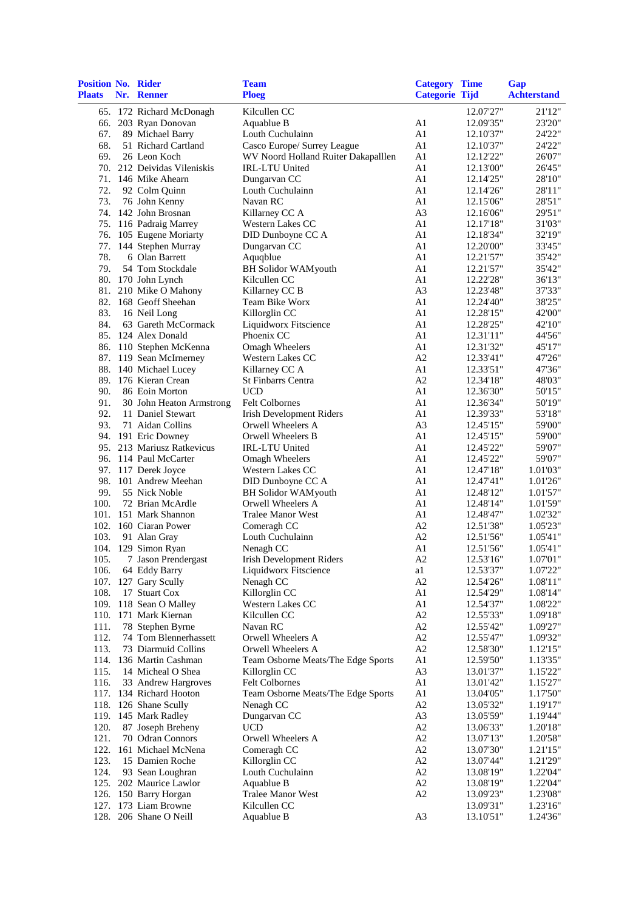| Position Plaats | No. Nr. | Rider Renner | Team Ploeg | Category Categorie | Time Tijd | Gap Achterstand |
|---|---|---|---|---|---|---|
| 65. | 172 | Richard McDonagh | Kilcullen CC | | 12.07'27" | 21'12" |
| 66. | 203 | Ryan Donovan | Aquablue B | A1 | 12.09'35" | 23'20" |
| 67. | 89 | Michael Barry | Louth Cuchulainn | A1 | 12.10'37" | 24'22" |
| 68. | 51 | Richard Cartland | Casco Europe/ Surrey League | A1 | 12.10'37" | 24'22" |
| 69. | 26 | Leon Koch | WV Noord Holland Ruiter Dakapalllen | A1 | 12.12'22" | 26'07" |
| 70. | 212 | Deividas Vileniskis | IRL-LTU United | A1 | 12.13'00" | 26'45" |
| 71. | 146 | Mike Ahearn | Dungarvan CC | A1 | 12.14'25" | 28'10" |
| 72. | 92 | Colm Quinn | Louth Cuchulainn | A1 | 12.14'26" | 28'11" |
| 73. | 76 | John Kenny | Navan RC | A1 | 12.15'06" | 28'51" |
| 74. | 142 | John Brosnan | Killarney CC A | A3 | 12.16'06" | 29'51" |
| 75. | 116 | Padraig Marrey | Western Lakes CC | A1 | 12.17'18" | 31'03" |
| 76. | 105 | Eugene Moriarty | DID Dunboyne CC A | A1 | 12.18'34" | 32'19" |
| 77. | 144 | Stephen Murray | Dungarvan CC | A1 | 12.20'00" | 33'45" |
| 78. | 6 | Olan Barrett | Aquqblue | A1 | 12.21'57" | 35'42" |
| 79. | 54 | Tom Stockdale | BH Solidor WAMyouth | A1 | 12.21'57" | 35'42" |
| 80. | 170 | John Lynch | Kilcullen CC | A1 | 12.22'28" | 36'13" |
| 81. | 210 | Mike O Mahony | Killarney CC B | A3 | 12.23'48" | 37'33" |
| 82. | 168 | Geoff Sheehan | Team Bike Worx | A1 | 12.24'40" | 38'25" |
| 83. | 16 | Neil Long | Killorglin CC | A1 | 12.28'15" | 42'00" |
| 84. | 63 | Gareth McCormack | Liquidworx Fitscience | A1 | 12.28'25" | 42'10" |
| 85. | 124 | Alex Donald | Phoenix CC | A1 | 12.31'11" | 44'56" |
| 86. | 110 | Stephen McKenna | Omagh Wheelers | A1 | 12.31'32" | 45'17" |
| 87. | 119 | Sean McIrnerney | Western Lakes CC | A2 | 12.33'41" | 47'26" |
| 88. | 140 | Michael Lucey | Killarney CC A | A1 | 12.33'51" | 47'36" |
| 89. | 176 | Kieran Crean | St Finbarrs Centra | A2 | 12.34'18" | 48'03" |
| 90. | 86 | Eoin Morton | UCD | A1 | 12.36'30" | 50'15" |
| 91. | 30 | John Heaton Armstrong | Felt Colbornes | A1 | 12.36'34" | 50'19" |
| 92. | 11 | Daniel Stewart | Irish Development Riders | A1 | 12.39'33" | 53'18" |
| 93. | 71 | Aidan Collins | Orwell Wheelers A | A3 | 12.45'15" | 59'00" |
| 94. | 191 | Eric Downey | Orwell Wheelers B | A1 | 12.45'15" | 59'00" |
| 95. | 213 | Mariusz Ratkevicus | IRL-LTU United | A1 | 12.45'22" | 59'07" |
| 96. | 114 | Paul McCarter | Omagh Wheelers | A1 | 12.45'22" | 59'07" |
| 97. | 117 | Derek Joyce | Western Lakes CC | A1 | 12.47'18" | 1.01'03" |
| 98. | 101 | Andrew Meehan | DID Dunboyne CC A | A1 | 12.47'41" | 1.01'26" |
| 99. | 55 | Nick Noble | BH Solidor WAMyouth | A1 | 12.48'12" | 1.01'57" |
| 100. | 72 | Brian McArdle | Orwell Wheelers A | A1 | 12.48'14" | 1.01'59" |
| 101. | 151 | Mark Shannon | Tralee Manor West | A1 | 12.48'47" | 1.02'32" |
| 102. | 160 | Ciaran Power | Comeragh CC | A2 | 12.51'38" | 1.05'23" |
| 103. | 91 | Alan Gray | Louth Cuchulainn | A2 | 12.51'56" | 1.05'41" |
| 104. | 129 | Simon Ryan | Nenagh CC | A1 | 12.51'56" | 1.05'41" |
| 105. | 7 | Jason Prendergast | Irish Development Riders | A2 | 12.53'16" | 1.07'01" |
| 106. | 64 | Eddy Barry | Liquidworx Fitscience | a1 | 12.53'37" | 1.07'22" |
| 107. | 127 | Gary Scully | Nenagh CC | A2 | 12.54'26" | 1.08'11" |
| 108. | 17 | Stuart Cox | Killorglin CC | A1 | 12.54'29" | 1.08'14" |
| 109. | 118 | Sean O Malley | Western Lakes CC | A1 | 12.54'37" | 1.08'22" |
| 110. | 171 | Mark Kiernan | Kilcullen CC | A2 | 12.55'33" | 1.09'18" |
| 111. | 78 | Stephen Byrne | Navan RC | A2 | 12.55'42" | 1.09'27" |
| 112. | 74 | Tom Blennerhassett | Orwell Wheelers A | A2 | 12.55'47" | 1.09'32" |
| 113. | 73 | Diarmuid Collins | Orwell Wheelers A | A2 | 12.58'30" | 1.12'15" |
| 114. | 136 | Martin Cashman | Team Osborne Meats/The Edge Sports | A1 | 12.59'50" | 1.13'35" |
| 115. | 14 | Micheal O Shea | Killorglin CC | A3 | 13.01'37" | 1.15'22" |
| 116. | 33 | Andrew Hargroves | Felt Colbornes | A1 | 13.01'42" | 1.15'27" |
| 117. | 134 | Richard Hooton | Team Osborne Meats/The Edge Sports | A1 | 13.04'05" | 1.17'50" |
| 118. | 126 | Shane Scully | Nenagh CC | A2 | 13.05'32" | 1.19'17" |
| 119. | 145 | Mark Radley | Dungarvan CC | A3 | 13.05'59" | 1.19'44" |
| 120. | 87 | Joseph Breheny | UCD | A2 | 13.06'33" | 1.20'18" |
| 121. | 70 | Odran Connors | Orwell Wheelers A | A2 | 13.07'13" | 1.20'58" |
| 122. | 161 | Michael McNena | Comeragh CC | A2 | 13.07'30" | 1.21'15" |
| 123. | 15 | Damien Roche | Killorglin CC | A2 | 13.07'44" | 1.21'29" |
| 124. | 93 | Sean Loughran | Louth Cuchulainn | A2 | 13.08'19" | 1.22'04" |
| 125. | 202 | Maurice Lawlor | Aquablue B | A2 | 13.08'19" | 1.22'04" |
| 126. | 150 | Barry Horgan | Tralee Manor West | A2 | 13.09'23" | 1.23'08" |
| 127. | 173 | Liam Browne | Kilcullen CC | | 13.09'31" | 1.23'16" |
| 128. | 206 | Shane O Neill | Aquablue B | A3 | 13.10'51" | 1.24'36" |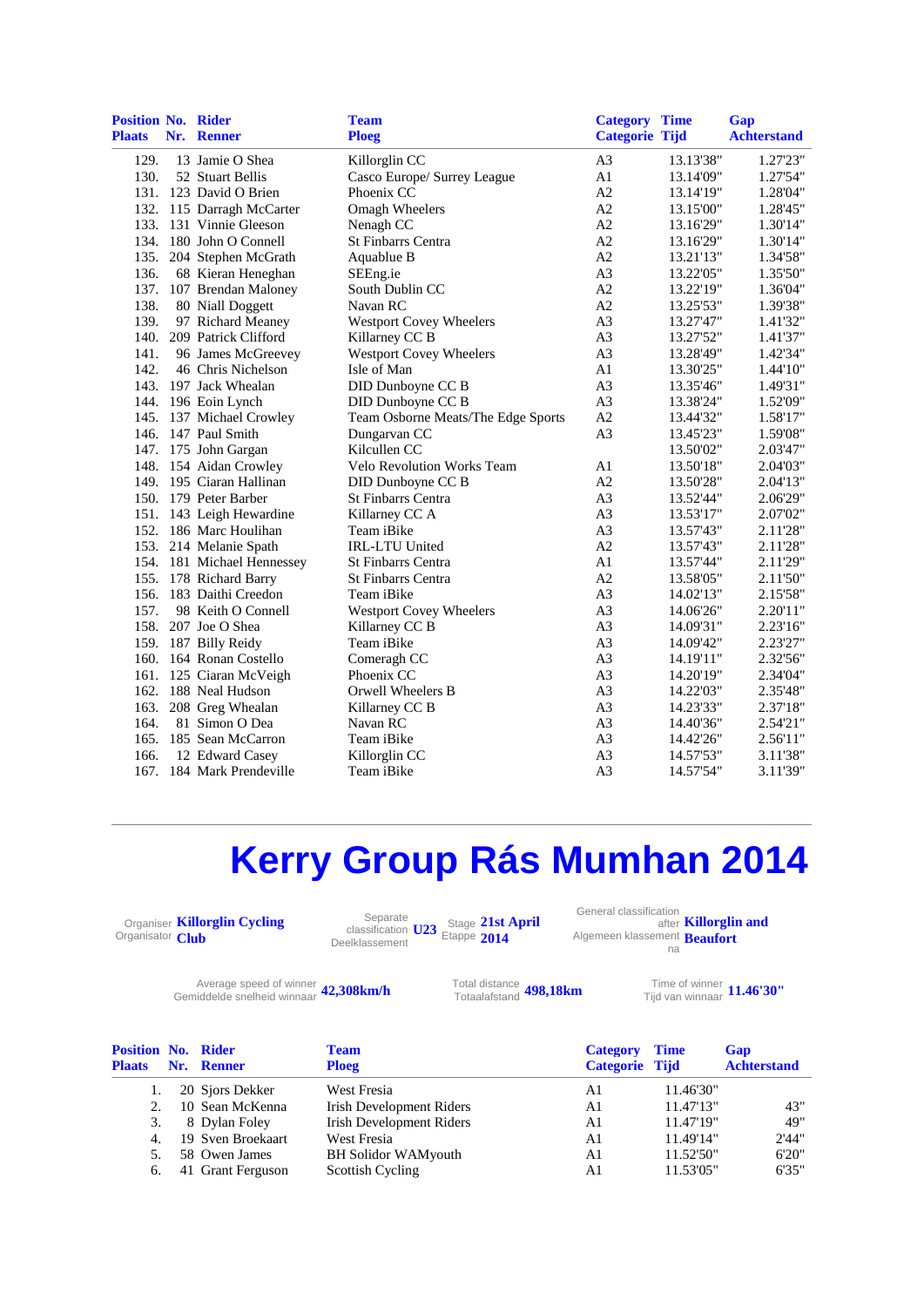| Position Plaats | No. Nr. | Rider Renner | Team Ploeg | Category Categorie | Time Tijd | Gap Achterstand |
|---|---|---|---|---|---|---|
| 129. | 13 | Jamie O Shea | Killorglin CC | A3 | 13.13'38" | 1.27'23" |
| 130. | 52 | Stuart Bellis | Casco Europe/ Surrey League | A1 | 13.14'09" | 1.27'54" |
| 131. | 123 | David O Brien | Phoenix CC | A2 | 13.14'19" | 1.28'04" |
| 132. | 115 | Darragh McCarter | Omagh Wheelers | A2 | 13.15'00" | 1.28'45" |
| 133. | 131 | Vinnie Gleeson | Nenagh CC | A2 | 13.16'29" | 1.30'14" |
| 134. | 180 | John O Connell | St Finbarrs Centra | A2 | 13.16'29" | 1.30'14" |
| 135. | 204 | Stephen McGrath | Aquablue B | A2 | 13.21'13" | 1.34'58" |
| 136. | 68 | Kieran Heneghan | SEEng.ie | A3 | 13.22'05" | 1.35'50" |
| 137. | 107 | Brendan Maloney | South Dublin CC | A2 | 13.22'19" | 1.36'04" |
| 138. | 80 | Niall Doggett | Navan RC | A2 | 13.25'53" | 1.39'38" |
| 139. | 97 | Richard Meaney | Westport Covey Wheelers | A3 | 13.27'47" | 1.41'32" |
| 140. | 209 | Patrick Clifford | Killarney CC B | A3 | 13.27'52" | 1.41'37" |
| 141. | 96 | James McGreevey | Westport Covey Wheelers | A3 | 13.28'49" | 1.42'34" |
| 142. | 46 | Chris Nichelson | Isle of Man | A1 | 13.30'25" | 1.44'10" |
| 143. | 197 | Jack Whealan | DID Dunboyne CC B | A3 | 13.35'46" | 1.49'31" |
| 144. | 196 | Eoin Lynch | DID Dunboyne CC B | A3 | 13.38'24" | 1.52'09" |
| 145. | 137 | Michael Crowley | Team Osborne Meats/The Edge Sports | A2 | 13.44'32" | 1.58'17" |
| 146. | 147 | Paul Smith | Dungarvan CC | A3 | 13.45'23" | 1.59'08" |
| 147. | 175 | John Gargan | Kilcullen CC | | 13.50'02" | 2.03'47" |
| 148. | 154 | Aidan Crowley | Velo Revolution Works Team | A1 | 13.50'18" | 2.04'03" |
| 149. | 195 | Ciaran Hallinan | DID Dunboyne CC B | A2 | 13.50'28" | 2.04'13" |
| 150. | 179 | Peter Barber | St Finbarrs Centra | A3 | 13.52'44" | 2.06'29" |
| 151. | 143 | Leigh Hewardine | Killarney CC A | A3 | 13.53'17" | 2.07'02" |
| 152. | 186 | Marc Houlihan | Team iBike | A3 | 13.57'43" | 2.11'28" |
| 153. | 214 | Melanie Spath | IRL-LTU United | A2 | 13.57'43" | 2.11'28" |
| 154. | 181 | Michael Hennessey | St Finbarrs Centra | A1 | 13.57'44" | 2.11'29" |
| 155. | 178 | Richard Barry | St Finbarrs Centra | A2 | 13.58'05" | 2.11'50" |
| 156. | 183 | Daithi Creedon | Team iBike | A3 | 14.02'13" | 2.15'58" |
| 157. | 98 | Keith O Connell | Westport Covey Wheelers | A3 | 14.06'26" | 2.20'11" |
| 158. | 207 | Joe O Shea | Killarney CC B | A3 | 14.09'31" | 2.23'16" |
| 159. | 187 | Billy Reidy | Team iBike | A3 | 14.09'42" | 2.23'27" |
| 160. | 164 | Ronan Costello | Comeragh CC | A3 | 14.19'11" | 2.32'56" |
| 161. | 125 | Ciaran McVeigh | Phoenix CC | A3 | 14.20'19" | 2.34'04" |
| 162. | 188 | Neal Hudson | Orwell Wheelers B | A3 | 14.22'03" | 2.35'48" |
| 163. | 208 | Greg Whealan | Killarney CC B | A3 | 14.23'33" | 2.37'18" |
| 164. | 81 | Simon O Dea | Navan RC | A3 | 14.40'36" | 2.54'21" |
| 165. | 185 | Sean McCarron | Team iBike | A3 | 14.42'26" | 2.56'11" |
| 166. | 12 | Edward Casey | Killorglin CC | A3 | 14.57'53" | 3.11'38" |
| 167. | 184 | Mark Prendeville | Team iBike | A3 | 14.57'54" | 3.11'39" |

# Kerry Group Rás Mumhan 2014

Organiser / Organisator: **Killorglin Cycling Club**

Separate classification / Deelklassement: **U23**

Stage / Etappe: **21st April 2014**

General classification after / Algemeen klassement na: **Killorglin and Beaufort**

Average speed of winner / Gemiddelde snelheid winnaar: **42,308km/h**

Total distance / Totaalafstand: **498,18km**

Time of winner / Tijd van winnaar: **11.46'30"**

| Position Plaats | No. Nr. | Rider Renner | Team Ploeg | Category Categorie | Time Tijd | Gap Achterstand |
|---|---|---|---|---|---|---|
| 1. | 20 | Sjors Dekker | West Fresia | A1 | 11.46'30" | |
| 2. | 10 | Sean McKenna | Irish Development Riders | A1 | 11.47'13" | 43" |
| 3. | 8 | Dylan Foley | Irish Development Riders | A1 | 11.47'19" | 49" |
| 4. | 19 | Sven Broekaart | West Fresia | A1 | 11.49'14" | 2'44" |
| 5. | 58 | Owen James | BH Solidor WAMyouth | A1 | 11.52'50" | 6'20" |
| 6. | 41 | Grant Ferguson | Scottish Cycling | A1 | 11.53'05" | 6'35" |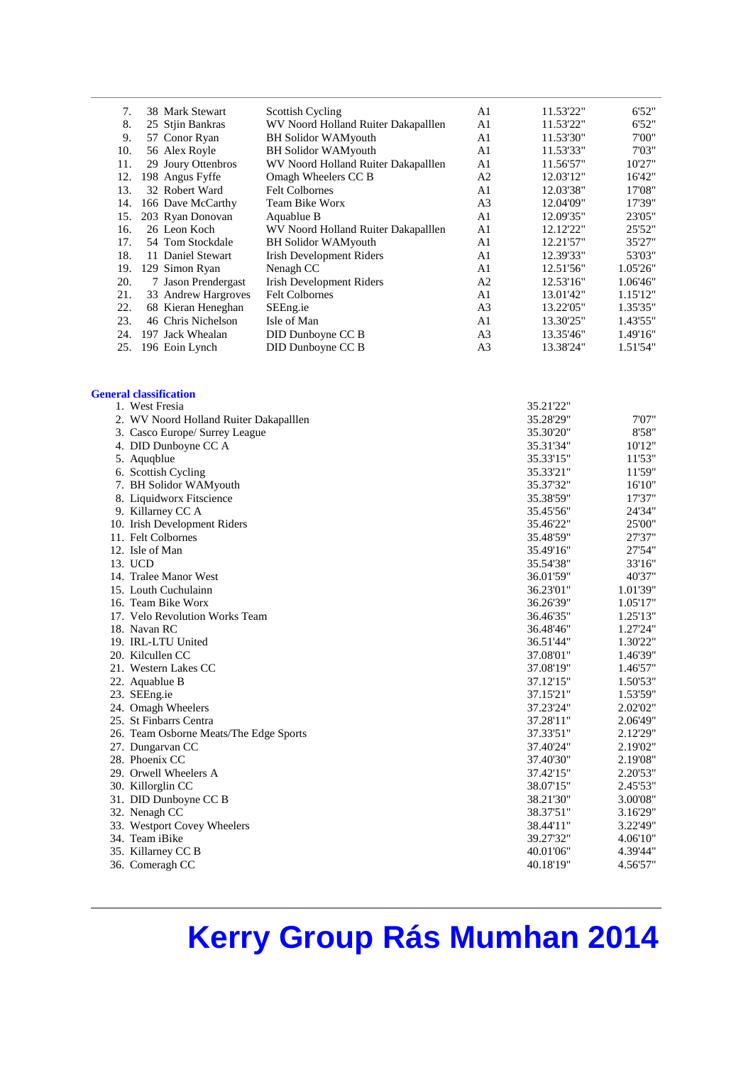| | | | | | |
|---|---|---|---|---|---|
| 7. | 38 Mark Stewart | Scottish Cycling | A1 | 11.53'22" | 6'52" |
| 8. | 25 Stjin Bankras | WV Noord Holland Ruiter Dakapalllen | A1 | 11.53'22" | 6'52" |
| 9. | 57 Conor Ryan | BH Solidor WAMyouth | A1 | 11.53'30" | 7'00" |
| 10. | 56 Alex Royle | BH Solidor WAMyouth | A1 | 11.53'33" | 7'03" |
| 11. | 29 Joury Ottenbros | WV Noord Holland Ruiter Dakapalllen | A1 | 11.56'57" | 10'27" |
| 12. | 198 Angus Fyffe | Omagh Wheelers CC B | A2 | 12.03'12" | 16'42" |
| 13. | 32 Robert Ward | Felt Colbornes | A1 | 12.03'38" | 17'08" |
| 14. | 166 Dave McCarthy | Team Bike Worx | A3 | 12.04'09" | 17'39" |
| 15. | 203 Ryan Donovan | Aquablue B | A1 | 12.09'35" | 23'05" |
| 16. | 26 Leon Koch | WV Noord Holland Ruiter Dakapalllen | A1 | 12.12'22" | 25'52" |
| 17. | 54 Tom Stockdale | BH Solidor WAMyouth | A1 | 12.21'57" | 35'27" |
| 18. | 11 Daniel Stewart | Irish Development Riders | A1 | 12.39'33" | 53'03" |
| 19. | 129 Simon Ryan | Nenagh CC | A1 | 12.51'56" | 1.05'26" |
| 20. | 7 Jason Prendergast | Irish Development Riders | A2 | 12.53'16" | 1.06'46" |
| 21. | 33 Andrew Hargroves | Felt Colbornes | A1 | 13.01'42" | 1.15'12" |
| 22. | 68 Kieran Heneghan | SEEng.ie | A3 | 13.22'05" | 1.35'35" |
| 23. | 46 Chris Nichelson | Isle of Man | A1 | 13.30'25" | 1.43'55" |
| 24. | 197 Jack Whealan | DID Dunboyne CC B | A3 | 13.35'46" | 1.49'16" |
| 25. | 196 Eoin Lynch | DID Dunboyne CC B | A3 | 13.38'24" | 1.51'54" |

**General classification**

| | | | |
|---|---|---|---|
| 1. | West Fresia | 35.21'22" | |
| 2. | WV Noord Holland Ruiter Dakapalllen | 35.28'29" | 7'07" |
| 3. | Casco Europe/ Surrey League | 35.30'20" | 8'58" |
| 4. | DID Dunboyne CC A | 35.31'34" | 10'12" |
| 5. | Aquqblue | 35.33'15" | 11'53" |
| 6. | Scottish Cycling | 35.33'21" | 11'59" |
| 7. | BH Solidor WAMyouth | 35.37'32" | 16'10" |
| 8. | Liquidworx Fitscience | 35.38'59" | 17'37" |
| 9. | Killarney CC A | 35.45'56" | 24'34" |
| 10. | Irish Development Riders | 35.46'22" | 25'00" |
| 11. | Felt Colbornes | 35.48'59" | 27'37" |
| 12. | Isle of Man | 35.49'16" | 27'54" |
| 13. | UCD | 35.54'38" | 33'16" |
| 14. | Tralee Manor West | 36.01'59" | 40'37" |
| 15. | Louth Cuchulainn | 36.23'01" | 1.01'39" |
| 16. | Team Bike Worx | 36.26'39" | 1.05'17" |
| 17. | Velo Revolution Works Team | 36.46'35" | 1.25'13" |
| 18. | Navan RC | 36.48'46" | 1.27'24" |
| 19. | IRL-LTU United | 36.51'44" | 1.30'22" |
| 20. | Kilcullen CC | 37.08'01" | 1.46'39" |
| 21. | Western Lakes CC | 37.08'19" | 1.46'57" |
| 22. | Aquablue B | 37.12'15" | 1.50'53" |
| 23. | SEEng.ie | 37.15'21" | 1.53'59" |
| 24. | Omagh Wheelers | 37.23'24" | 2.02'02" |
| 25. | St Finbarrs Centra | 37.28'11" | 2.06'49" |
| 26. | Team Osborne Meats/The Edge Sports | 37.33'51" | 2.12'29" |
| 27. | Dungarvan CC | 37.40'24" | 2.19'02" |
| 28. | Phoenix CC | 37.40'30" | 2.19'08" |
| 29. | Orwell Wheelers A | 37.42'15" | 2.20'53" |
| 30. | Killorglin CC | 38.07'15" | 2.45'53" |
| 31. | DID Dunboyne CC B | 38.21'30" | 3.00'08" |
| 32. | Nenagh CC | 38.37'51" | 3.16'29" |
| 33. | Westport Covey Wheelers | 38.44'11" | 3.22'49" |
| 34. | Team iBike | 39.27'32" | 4.06'10" |
| 35. | Killarney CC B | 40.01'06" | 4.39'44" |
| 36. | Comeragh CC | 40.18'19" | 4.56'57" |

# Kerry Group Rás Mumhan 2014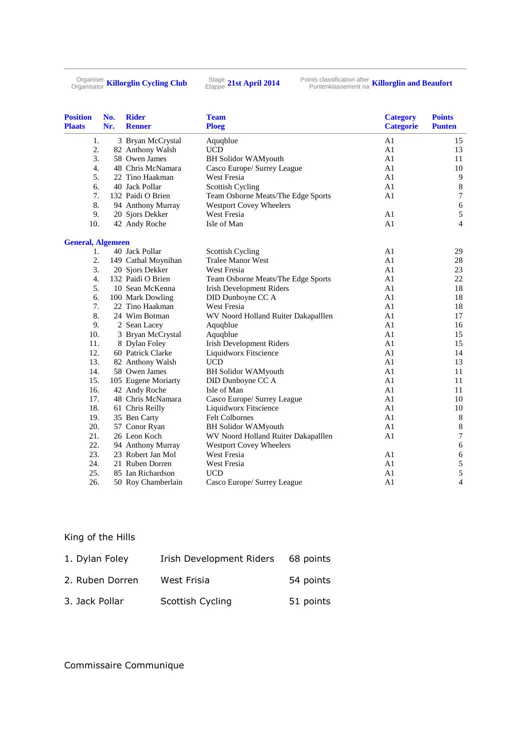Organiser / Organisator **Killorglin Cycling Club** Stage / Etappe **21st April 2014** Points classification after / Puntenklassement na **Killorglin and Beaufort**

| Position<br>Plaats | No.<br>Nr. | Rider<br>Renner | Team<br>Ploeg | Category<br>Categorie | Points<br>Punten |
|---|---|---|---|---|---|
| 1. | 3 | Bryan McCrystal | Aquqblue | A1 | 15 |
| 2. | 82 | Anthony Walsh | UCD | A1 | 13 |
| 3. | 58 | Owen James | BH Solidor WAMyouth | A1 | 11 |
| 4. | 48 | Chris McNamara | Casco Europe/ Surrey League | A1 | 10 |
| 5. | 22 | Tino Haakman | West Fresia | A1 | 9 |
| 6. | 40 | Jack Pollar | Scottish Cycling | A1 | 8 |
| 7. | 132 | Paidi O Brien | Team Osborne Meats/The Edge Sports | A1 | 7 |
| 8. | 94 | Anthony Murray | Westport Covey Wheelers | | 6 |
| 9. | 20 | Sjors Dekker | West Fresia | A1 | 5 |
| 10. | 42 | Andy Roche | Isle of Man | A1 | 4 |

**General, Algemeen**

| Position | No. | Rider | Team | Category | Points |
|---|---|---|---|---|---|
| 1. | 40 | Jack Pollar | Scottish Cycling | A1 | 29 |
| 2. | 149 | Cathal Moynihan | Tralee Manor West | A1 | 28 |
| 3. | 20 | Sjors Dekker | West Fresia | A1 | 23 |
| 4. | 132 | Paidi O Brien | Team Osborne Meats/The Edge Sports | A1 | 22 |
| 5. | 10 | Sean McKenna | Irish Development Riders | A1 | 18 |
| 6. | 100 | Mark Dowling | DID Dunboyne CC A | A1 | 18 |
| 7. | 22 | Tino Haakman | West Fresia | A1 | 18 |
| 8. | 24 | Wim Botman | WV Noord Holland Ruiter Dakapalllen | A1 | 17 |
| 9. | 2 | Sean Lacey | Aquqblue | A1 | 16 |
| 10. | 3 | Bryan McCrystal | Aquqblue | A1 | 15 |
| 11. | 8 | Dylan Foley | Irish Development Riders | A1 | 15 |
| 12. | 60 | Patrick Clarke | Liquidworx Fitscience | A1 | 14 |
| 13. | 82 | Anthony Walsh | UCD | A1 | 13 |
| 14. | 58 | Owen James | BH Solidor WAMyouth | A1 | 11 |
| 15. | 105 | Eugene Moriarty | DID Dunboyne CC A | A1 | 11 |
| 16. | 42 | Andy Roche | Isle of Man | A1 | 11 |
| 17. | 48 | Chris McNamara | Casco Europe/ Surrey League | A1 | 10 |
| 18. | 61 | Chris Reilly | Liquidworx Fitscience | A1 | 10 |
| 19. | 35 | Ben Carty | Felt Colbornes | A1 | 8 |
| 20. | 57 | Conor Ryan | BH Solidor WAMyouth | A1 | 8 |
| 21. | 26 | Leon Koch | WV Noord Holland Ruiter Dakapalllen | A1 | 7 |
| 22. | 94 | Anthony Murray | Westport Covey Wheelers | | 6 |
| 23. | 23 | Robert Jan Mol | West Fresia | A1 | 6 |
| 24. | 21 | Ruben Dorren | West Fresia | A1 | 5 |
| 25. | 85 | Ian Richardson | UCD | A1 | 5 |
| 26. | 50 | Roy Chamberlain | Casco Europe/ Surrey League | A1 | 4 |

King of the Hills

| | | |
|---|---|---|
| 1. Dylan Foley | Irish Development Riders | 68 points |
| 2. Ruben Dorren | West Frisia | 54 points |
| 3. Jack Pollar | Scottish Cycling | 51 points |

Commissaire Communique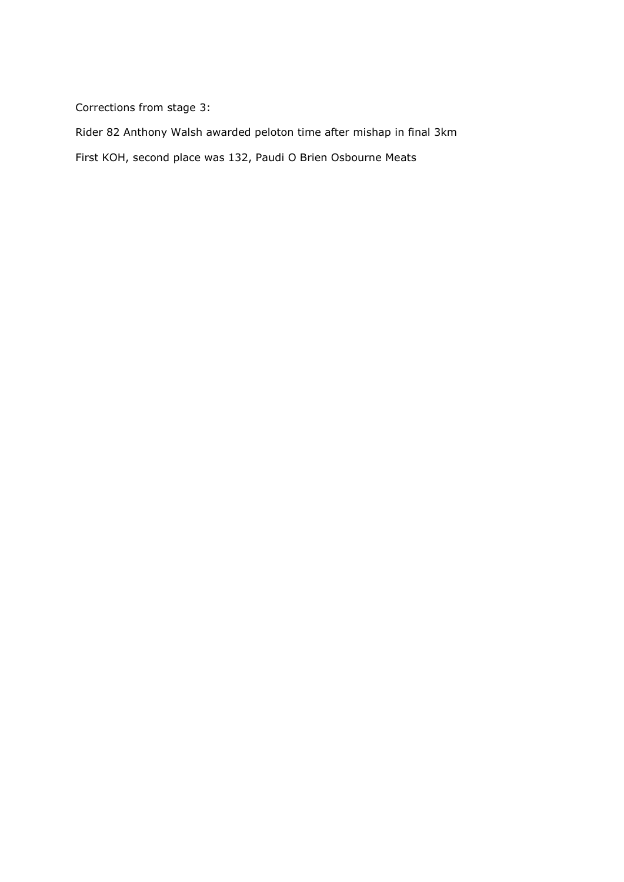Corrections from stage 3:

Rider 82 Anthony Walsh awarded peloton time after mishap in final 3km

First KOH, second place was 132, Paudi O Brien Osbourne Meats